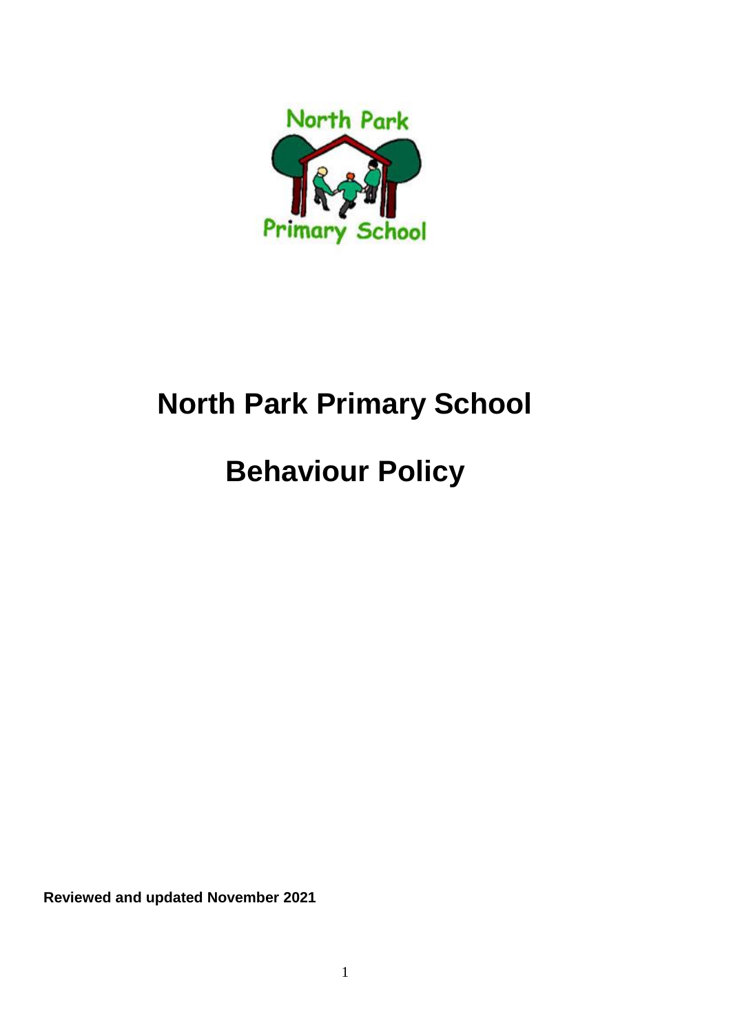# North Park Primary School

# Behaviour Policy

**Reviewed and updated November 2021**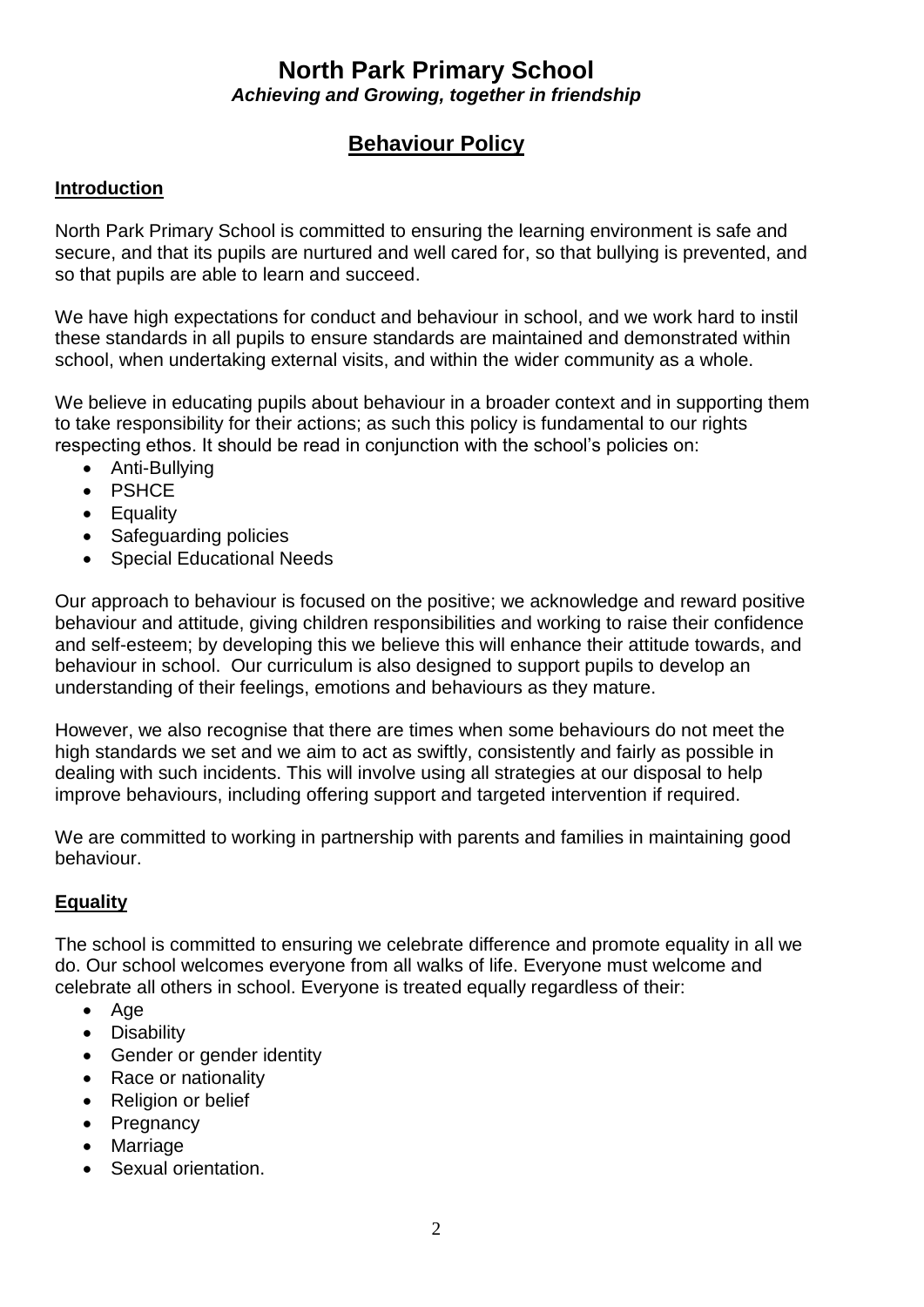# North Park Primary School

***Achieving and Growing, together in friendship***

## Behaviour Policy

### Introduction

North Park Primary School is committed to ensuring the learning environment is safe and secure, and that its pupils are nurtured and well cared for, so that bullying is prevented, and so that pupils are able to learn and succeed.

We have high expectations for conduct and behaviour in school, and we work hard to instil these standards in all pupils to ensure standards are maintained and demonstrated within school, when undertaking external visits, and within the wider community as a whole.

We believe in educating pupils about behaviour in a broader context and in supporting them to take responsibility for their actions; as such this policy is fundamental to our rights respecting ethos. It should be read in conjunction with the school's policies on:

- Anti-Bullying
- PSHCE
- Equality
- Safeguarding policies
- Special Educational Needs

Our approach to behaviour is focused on the positive; we acknowledge and reward positive behaviour and attitude, giving children responsibilities and working to raise their confidence and self-esteem; by developing this we believe this will enhance their attitude towards, and behaviour in school. Our curriculum is also designed to support pupils to develop an understanding of their feelings, emotions and behaviours as they mature.

However, we also recognise that there are times when some behaviours do not meet the high standards we set and we aim to act as swiftly, consistently and fairly as possible in dealing with such incidents. This will involve using all strategies at our disposal to help improve behaviours, including offering support and targeted intervention if required.

We are committed to working in partnership with parents and families in maintaining good behaviour.

### Equality

The school is committed to ensuring we celebrate difference and promote equality in all we do. Our school welcomes everyone from all walks of life. Everyone must welcome and celebrate all others in school. Everyone is treated equally regardless of their:

- Age
- Disability
- Gender or gender identity
- Race or nationality
- Religion or belief
- Pregnancy
- Marriage
- Sexual orientation.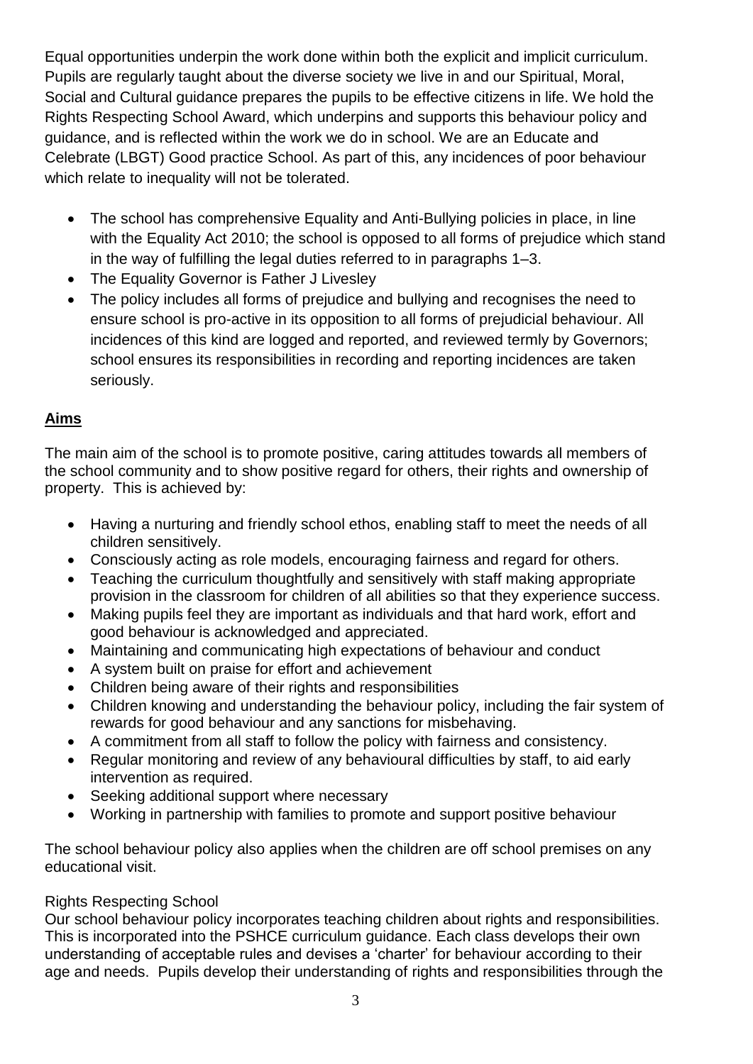Equal opportunities underpin the work done within both the explicit and implicit curriculum. Pupils are regularly taught about the diverse society we live in and our Spiritual, Moral, Social and Cultural guidance prepares the pupils to be effective citizens in life. We hold the Rights Respecting School Award, which underpins and supports this behaviour policy and guidance, and is reflected within the work we do in school. We are an Educate and Celebrate (LBGT) Good practice School. As part of this, any incidences of poor behaviour which relate to inequality will not be tolerated.

- The school has comprehensive Equality and Anti-Bullying policies in place, in line with the Equality Act 2010; the school is opposed to all forms of prejudice which stand in the way of fulfilling the legal duties referred to in paragraphs 1–3.
- The Equality Governor is Father J Livesley
- The policy includes all forms of prejudice and bullying and recognises the need to ensure school is pro-active in its opposition to all forms of prejudicial behaviour. All incidences of this kind are logged and reported, and reviewed termly by Governors; school ensures its responsibilities in recording and reporting incidences are taken seriously.

## **Aims**

The main aim of the school is to promote positive, caring attitudes towards all members of the school community and to show positive regard for others, their rights and ownership of property. This is achieved by:

- Having a nurturing and friendly school ethos, enabling staff to meet the needs of all children sensitively.
- Consciously acting as role models, encouraging fairness and regard for others.
- Teaching the curriculum thoughtfully and sensitively with staff making appropriate provision in the classroom for children of all abilities so that they experience success.
- Making pupils feel they are important as individuals and that hard work, effort and good behaviour is acknowledged and appreciated.
- Maintaining and communicating high expectations of behaviour and conduct
- A system built on praise for effort and achievement
- Children being aware of their rights and responsibilities
- Children knowing and understanding the behaviour policy, including the fair system of rewards for good behaviour and any sanctions for misbehaving.
- A commitment from all staff to follow the policy with fairness and consistency.
- Regular monitoring and review of any behavioural difficulties by staff, to aid early intervention as required.
- Seeking additional support where necessary
- Working in partnership with families to promote and support positive behaviour

The school behaviour policy also applies when the children are off school premises on any educational visit.

Rights Respecting School

Our school behaviour policy incorporates teaching children about rights and responsibilities. This is incorporated into the PSHCE curriculum guidance. Each class develops their own understanding of acceptable rules and devises a 'charter' for behaviour according to their age and needs. Pupils develop their understanding of rights and responsibilities through the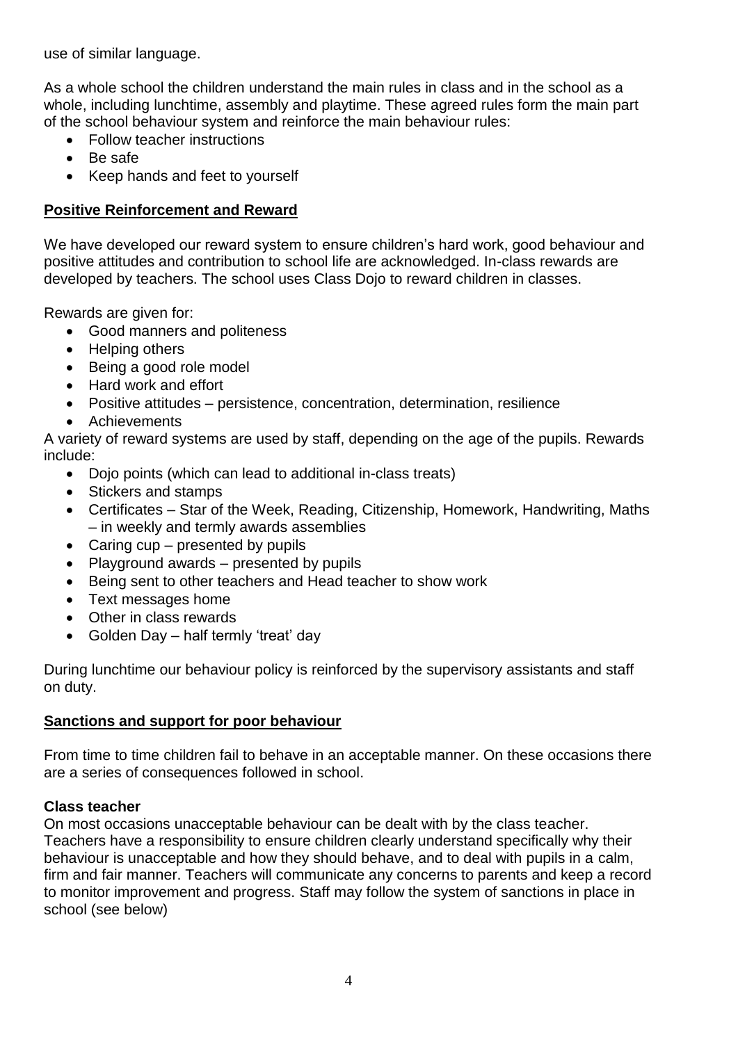use of similar language.

As a whole school the children understand the main rules in class and in the school as a whole, including lunchtime, assembly and playtime. These agreed rules form the main part of the school behaviour system and reinforce the main behaviour rules:

- Follow teacher instructions
- Be safe
- Keep hands and feet to yourself

## Positive Reinforcement and Reward

We have developed our reward system to ensure children's hard work, good behaviour and positive attitudes and contribution to school life are acknowledged. In-class rewards are developed by teachers. The school uses Class Dojo to reward children in classes.

Rewards are given for:

- Good manners and politeness
- Helping others
- Being a good role model
- Hard work and effort
- Positive attitudes – persistence, concentration, determination, resilience
- Achievements

A variety of reward systems are used by staff, depending on the age of the pupils. Rewards include:

- Dojo points (which can lead to additional in-class treats)
- Stickers and stamps
- Certificates – Star of the Week, Reading, Citizenship, Homework, Handwriting, Maths – in weekly and termly awards assemblies
- Caring cup – presented by pupils
- Playground awards – presented by pupils
- Being sent to other teachers and Head teacher to show work
- Text messages home
- Other in class rewards
- Golden Day – half termly 'treat' day

During lunchtime our behaviour policy is reinforced by the supervisory assistants and staff on duty.

## Sanctions and support for poor behaviour

From time to time children fail to behave in an acceptable manner. On these occasions there are a series of consequences followed in school.

### Class teacher

On most occasions unacceptable behaviour can be dealt with by the class teacher. Teachers have a responsibility to ensure children clearly understand specifically why their behaviour is unacceptable and how they should behave, and to deal with pupils in a calm, firm and fair manner. Teachers will communicate any concerns to parents and keep a record to monitor improvement and progress. Staff may follow the system of sanctions in place in school (see below)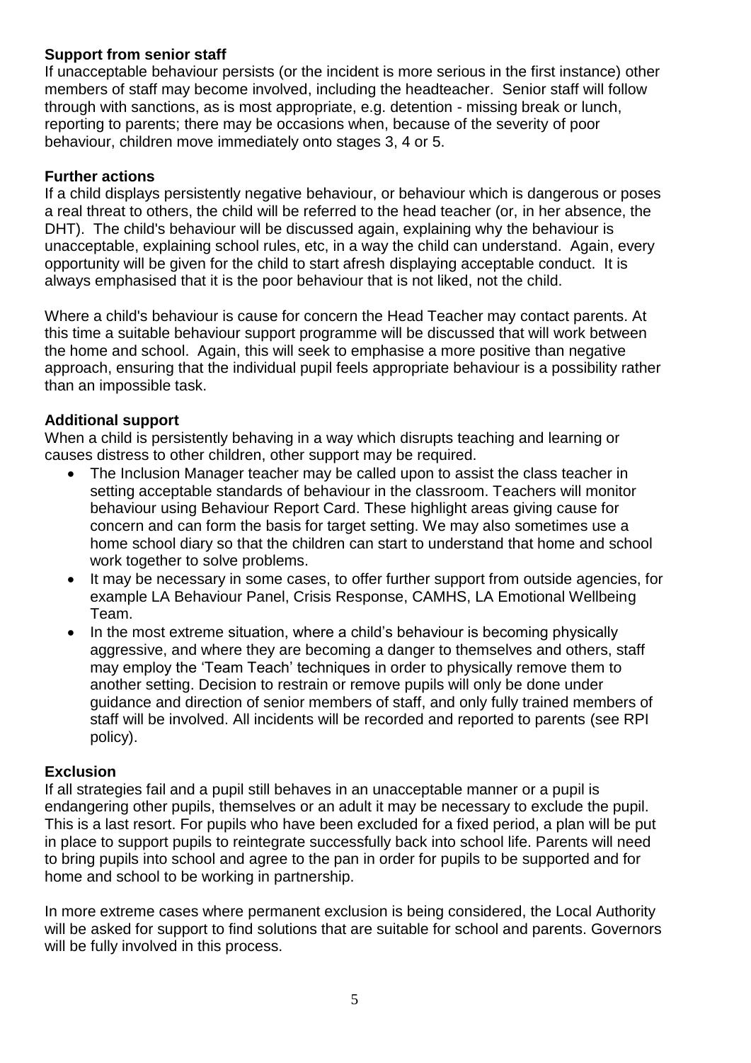**Support from senior staff**

If unacceptable behaviour persists (or the incident is more serious in the first instance) other members of staff may become involved, including the headteacher. Senior staff will follow through with sanctions, as is most appropriate, e.g. detention - missing break or lunch, reporting to parents; there may be occasions when, because of the severity of poor behaviour, children move immediately onto stages 3, 4 or 5.

**Further actions**

If a child displays persistently negative behaviour, or behaviour which is dangerous or poses a real threat to others, the child will be referred to the head teacher (or, in her absence, the DHT). The child's behaviour will be discussed again, explaining why the behaviour is unacceptable, explaining school rules, etc, in a way the child can understand. Again, every opportunity will be given for the child to start afresh displaying acceptable conduct. It is always emphasised that it is the poor behaviour that is not liked, not the child.

Where a child's behaviour is cause for concern the Head Teacher may contact parents. At this time a suitable behaviour support programme will be discussed that will work between the home and school. Again, this will seek to emphasise a more positive than negative approach, ensuring that the individual pupil feels appropriate behaviour is a possibility rather than an impossible task.

**Additional support**

When a child is persistently behaving in a way which disrupts teaching and learning or causes distress to other children, other support may be required.

- The Inclusion Manager teacher may be called upon to assist the class teacher in setting acceptable standards of behaviour in the classroom. Teachers will monitor behaviour using Behaviour Report Card. These highlight areas giving cause for concern and can form the basis for target setting. We may also sometimes use a home school diary so that the children can start to understand that home and school work together to solve problems.
- It may be necessary in some cases, to offer further support from outside agencies, for example LA Behaviour Panel, Crisis Response, CAMHS, LA Emotional Wellbeing Team.
- In the most extreme situation, where a child's behaviour is becoming physically aggressive, and where they are becoming a danger to themselves and others, staff may employ the 'Team Teach' techniques in order to physically remove them to another setting. Decision to restrain or remove pupils will only be done under guidance and direction of senior members of staff, and only fully trained members of staff will be involved. All incidents will be recorded and reported to parents (see RPI policy).

**Exclusion**

If all strategies fail and a pupil still behaves in an unacceptable manner or a pupil is endangering other pupils, themselves or an adult it may be necessary to exclude the pupil. This is a last resort. For pupils who have been excluded for a fixed period, a plan will be put in place to support pupils to reintegrate successfully back into school life. Parents will need to bring pupils into school and agree to the pan in order for pupils to be supported and for home and school to be working in partnership.

In more extreme cases where permanent exclusion is being considered, the Local Authority will be asked for support to find solutions that are suitable for school and parents. Governors will be fully involved in this process.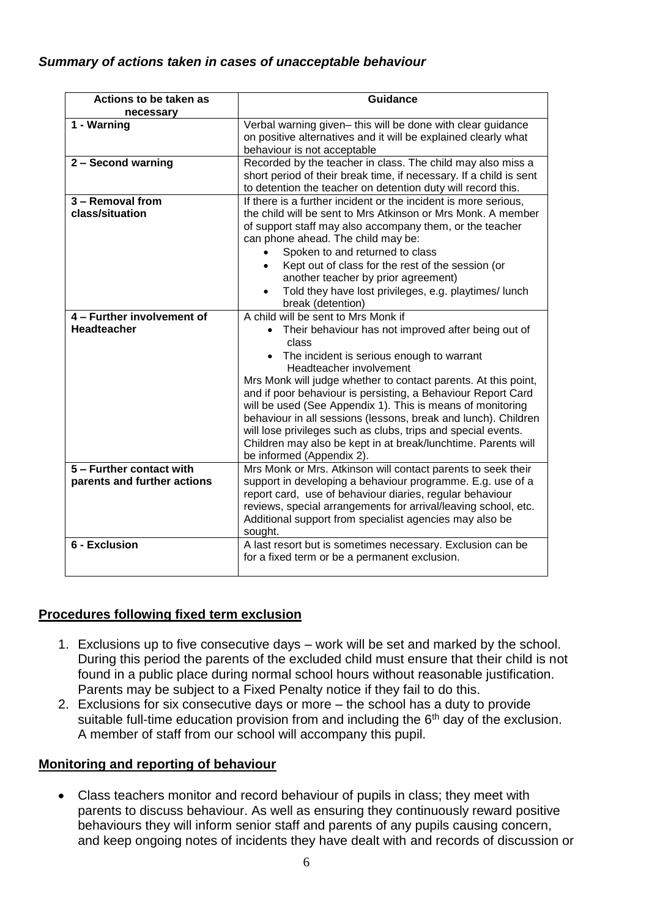***Summary of actions taken in cases of unacceptable behaviour***

| Actions to be taken as necessary | Guidance |
|---|---|
| **1 - Warning** | Verbal warning given– this will be done with clear guidance on positive alternatives and it will be explained clearly what behaviour is not acceptable |
| **2 – Second warning** | Recorded by the teacher in class. The child may also miss a short period of their break time, if necessary. If a child is sent to detention the teacher on detention duty will record this. |
| **3 – Removal from class/situation** | If there is a further incident or the incident is more serious, the child will be sent to Mrs Atkinson or Mrs Monk. A member of support staff may also accompany them, or the teacher can phone ahead. The child may be:<br>• Spoken to and returned to class<br>• Kept out of class for the rest of the session (or another teacher by prior agreement)<br>• Told they have lost privileges, e.g. playtimes/ lunch break (detention) |
| **4 – Further involvement of Headteacher** | A child will be sent to Mrs Monk if<br>• Their behaviour has not improved after being out of class<br>• The incident is serious enough to warrant Headteacher involvement<br>Mrs Monk will judge whether to contact parents. At this point, and if poor behaviour is persisting, a Behaviour Report Card will be used (See Appendix 1). This is means of monitoring behaviour in all sessions (lessons, break and lunch). Children will lose privileges such as clubs, trips and special events. Children may also be kept in at break/lunchtime. Parents will be informed (Appendix 2). |
| **5 – Further contact with parents and further actions** | Mrs Monk or Mrs. Atkinson will contact parents to seek their support in developing a behaviour programme. E.g. use of a report card, use of behaviour diaries, regular behaviour reviews, special arrangements for arrival/leaving school, etc. Additional support from specialist agencies may also be sought. |
| **6 - Exclusion** | A last resort but is sometimes necessary. Exclusion can be for a fixed term or be a permanent exclusion. |

## Procedures following fixed term exclusion

1. Exclusions up to five consecutive days – work will be set and marked by the school. During this period the parents of the excluded child must ensure that their child is not found in a public place during normal school hours without reasonable justification. Parents may be subject to a Fixed Penalty notice if they fail to do this.
2. Exclusions for six consecutive days or more – the school has a duty to provide suitable full-time education provision from and including the 6th day of the exclusion. A member of staff from our school will accompany this pupil.

## Monitoring and reporting of behaviour

- Class teachers monitor and record behaviour of pupils in class; they meet with parents to discuss behaviour. As well as ensuring they continuously reward positive behaviours they will inform senior staff and parents of any pupils causing concern, and keep ongoing notes of incidents they have dealt with and records of discussion or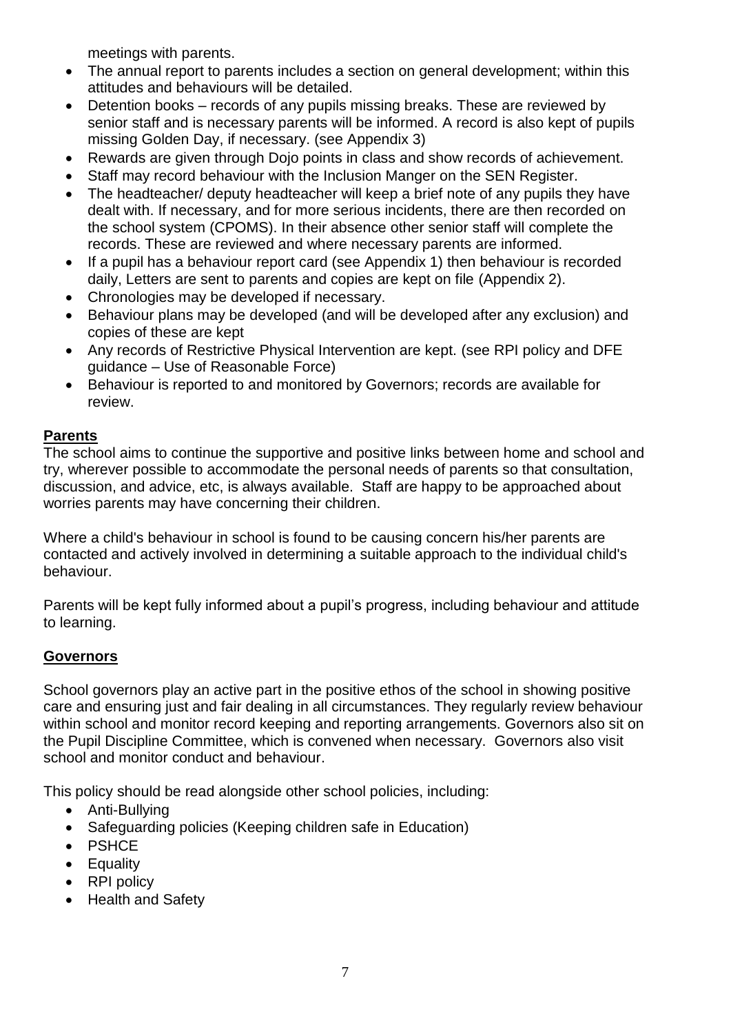meetings with parents.

- The annual report to parents includes a section on general development; within this attitudes and behaviours will be detailed.
- Detention books – records of any pupils missing breaks. These are reviewed by senior staff and is necessary parents will be informed. A record is also kept of pupils missing Golden Day, if necessary. (see Appendix 3)
- Rewards are given through Dojo points in class and show records of achievement.
- Staff may record behaviour with the Inclusion Manger on the SEN Register.
- The headteacher/ deputy headteacher will keep a brief note of any pupils they have dealt with. If necessary, and for more serious incidents, there are then recorded on the school system (CPOMS). In their absence other senior staff will complete the records. These are reviewed and where necessary parents are informed.
- If a pupil has a behaviour report card (see Appendix 1) then behaviour is recorded daily, Letters are sent to parents and copies are kept on file (Appendix 2).
- Chronologies may be developed if necessary.
- Behaviour plans may be developed (and will be developed after any exclusion) and copies of these are kept
- Any records of Restrictive Physical Intervention are kept. (see RPI policy and DFE guidance – Use of Reasonable Force)
- Behaviour is reported to and monitored by Governors; records are available for review.

**Parents**

The school aims to continue the supportive and positive links between home and school and try, wherever possible to accommodate the personal needs of parents so that consultation, discussion, and advice, etc, is always available. Staff are happy to be approached about worries parents may have concerning their children.

Where a child's behaviour in school is found to be causing concern his/her parents are contacted and actively involved in determining a suitable approach to the individual child's behaviour.

Parents will be kept fully informed about a pupil's progress, including behaviour and attitude to learning.

**Governors**

School governors play an active part in the positive ethos of the school in showing positive care and ensuring just and fair dealing in all circumstances. They regularly review behaviour within school and monitor record keeping and reporting arrangements. Governors also sit on the Pupil Discipline Committee, which is convened when necessary. Governors also visit school and monitor conduct and behaviour.

This policy should be read alongside other school policies, including:

- Anti-Bullying
- Safeguarding policies (Keeping children safe in Education)
- PSHCE
- Equality
- RPI policy
- Health and Safety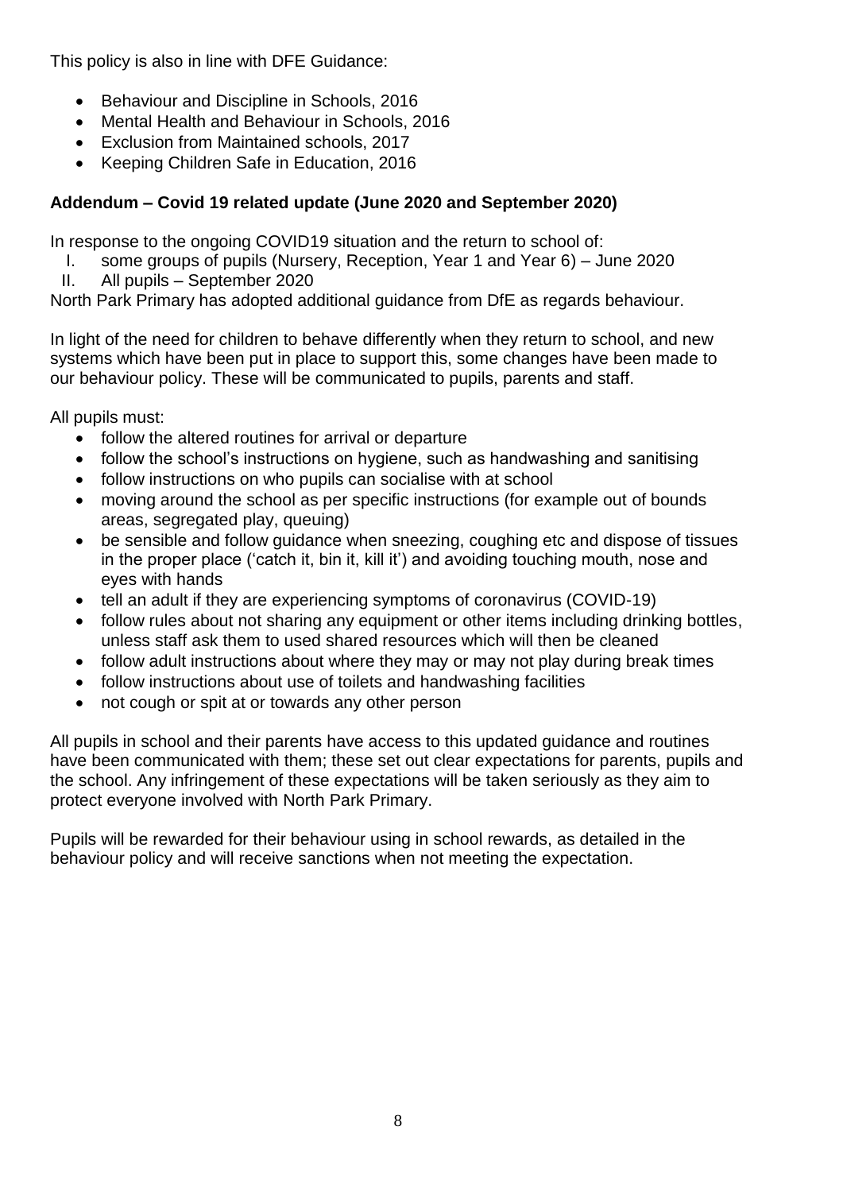This policy is also in line with DFE Guidance:

- Behaviour and Discipline in Schools, 2016
- Mental Health and Behaviour in Schools, 2016
- Exclusion from Maintained schools, 2017
- Keeping Children Safe in Education, 2016

**Addendum – Covid 19 related update (June 2020 and September 2020)**

In response to the ongoing COVID19 situation and the return to school of:

I. some groups of pupils (Nursery, Reception, Year 1 and Year 6) – June 2020
II. All pupils – September 2020

North Park Primary has adopted additional guidance from DfE as regards behaviour.

In light of the need for children to behave differently when they return to school, and new systems which have been put in place to support this, some changes have been made to our behaviour policy. These will be communicated to pupils, parents and staff.

All pupils must:

- follow the altered routines for arrival or departure
- follow the school's instructions on hygiene, such as handwashing and sanitising
- follow instructions on who pupils can socialise with at school
- moving around the school as per specific instructions (for example out of bounds areas, segregated play, queuing)
- be sensible and follow guidance when sneezing, coughing etc and dispose of tissues in the proper place ('catch it, bin it, kill it') and avoiding touching mouth, nose and eyes with hands
- tell an adult if they are experiencing symptoms of coronavirus (COVID-19)
- follow rules about not sharing any equipment or other items including drinking bottles, unless staff ask them to used shared resources which will then be cleaned
- follow adult instructions about where they may or may not play during break times
- follow instructions about use of toilets and handwashing facilities
- not cough or spit at or towards any other person

All pupils in school and their parents have access to this updated guidance and routines have been communicated with them; these set out clear expectations for parents, pupils and the school. Any infringement of these expectations will be taken seriously as they aim to protect everyone involved with North Park Primary.

Pupils will be rewarded for their behaviour using in school rewards, as detailed in the behaviour policy and will receive sanctions when not meeting the expectation.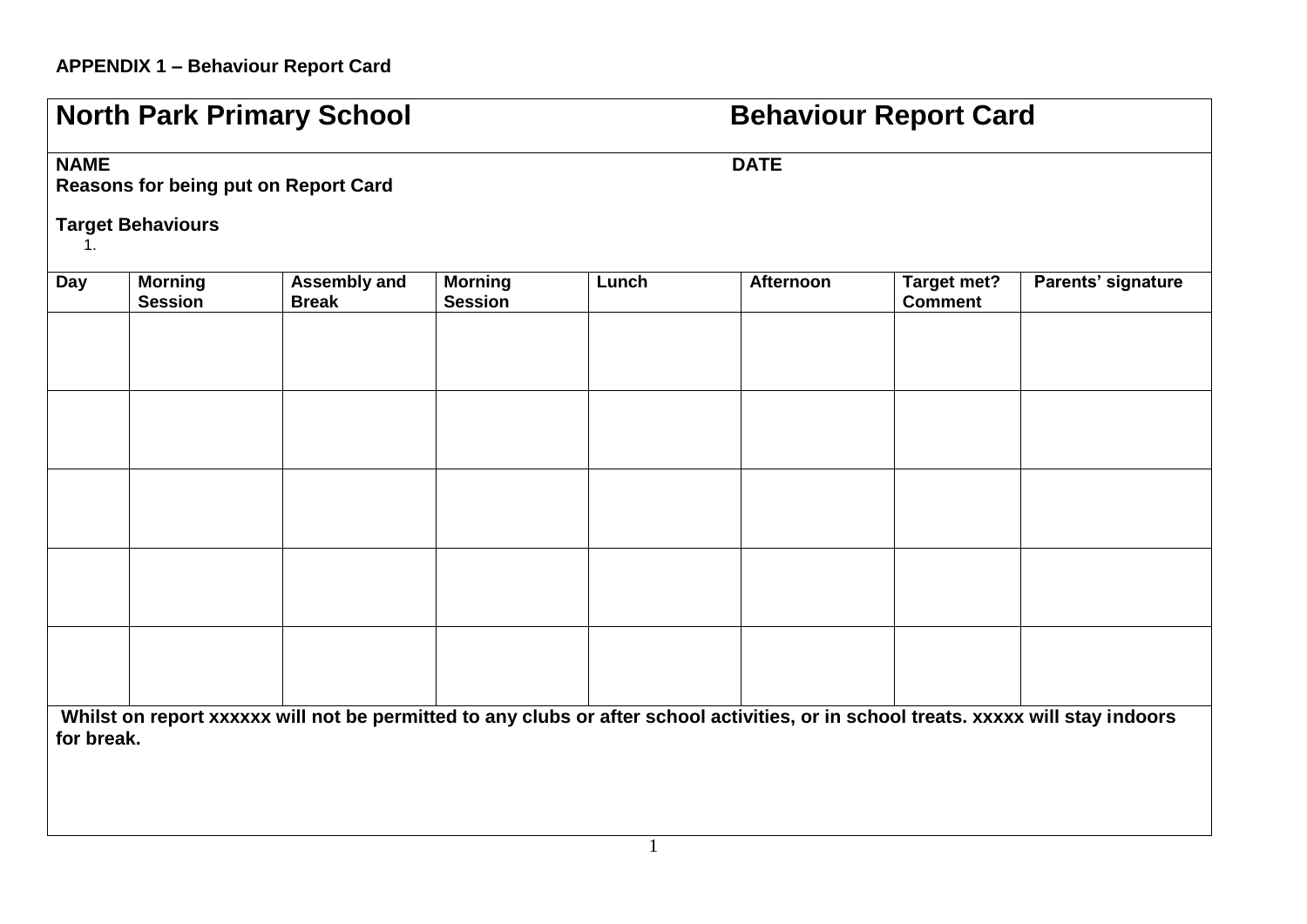**APPENDIX 1 – Behaviour Report Card**

## North Park Primary School — Behaviour Report Card

**NAME** **DATE**

**Reasons for being put on Report Card**

**Target Behaviours**

1.

| Day | Morning Session | Assembly and Break | Morning Session | Lunch | Afternoon | Target met? Comment | Parents' signature |
|---|---|---|---|---|---|---|---|
| | | | | | | | |
| | | | | | | | |
| | | | | | | | |
| | | | | | | | |
| | | | | | | | |

**Whilst on report xxxxxx will not be permitted to any clubs or after school activities, or in school treats. xxxxx will stay indoors for break.**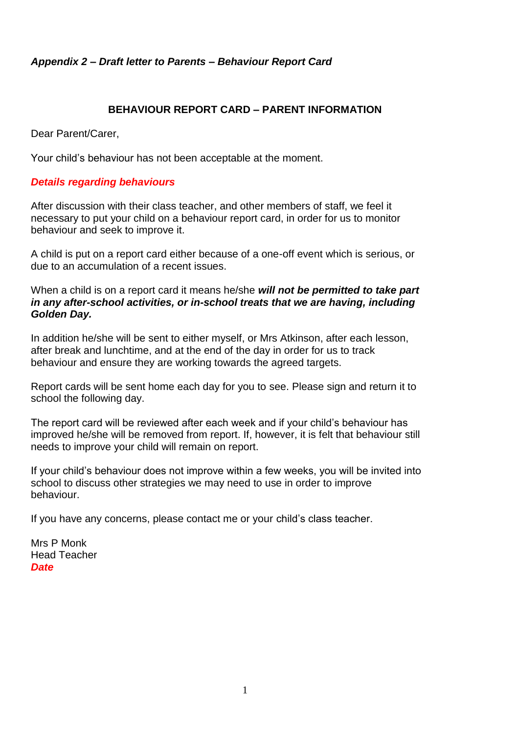*Appendix 2 – Draft letter to Parents – Behaviour Report Card*

## BEHAVIOUR REPORT CARD – PARENT INFORMATION

Dear Parent/Carer,

Your child's behaviour has not been acceptable at the moment.

***Details regarding behaviours***

After discussion with their class teacher, and other members of staff, we feel it necessary to put your child on a behaviour report card, in order for us to monitor behaviour and seek to improve it.

A child is put on a report card either because of a one-off event which is serious, or due to an accumulation of a recent issues.

When a child is on a report card it means he/she ***will not be permitted to take part in any after-school activities, or in-school treats that we are having, including Golden Day.***

In addition he/she will be sent to either myself, or Mrs Atkinson, after each lesson, after break and lunchtime, and at the end of the day in order for us to track behaviour and ensure they are working towards the agreed targets.

Report cards will be sent home each day for you to see. Please sign and return it to school the following day.

The report card will be reviewed after each week and if your child's behaviour has improved he/she will be removed from report. If, however, it is felt that behaviour still needs to improve your child will remain on report.

If your child's behaviour does not improve within a few weeks, you will be invited into school to discuss other strategies we may need to use in order to improve behaviour.

If you have any concerns, please contact me or your child's class teacher.

Mrs P Monk
Head Teacher
***Date***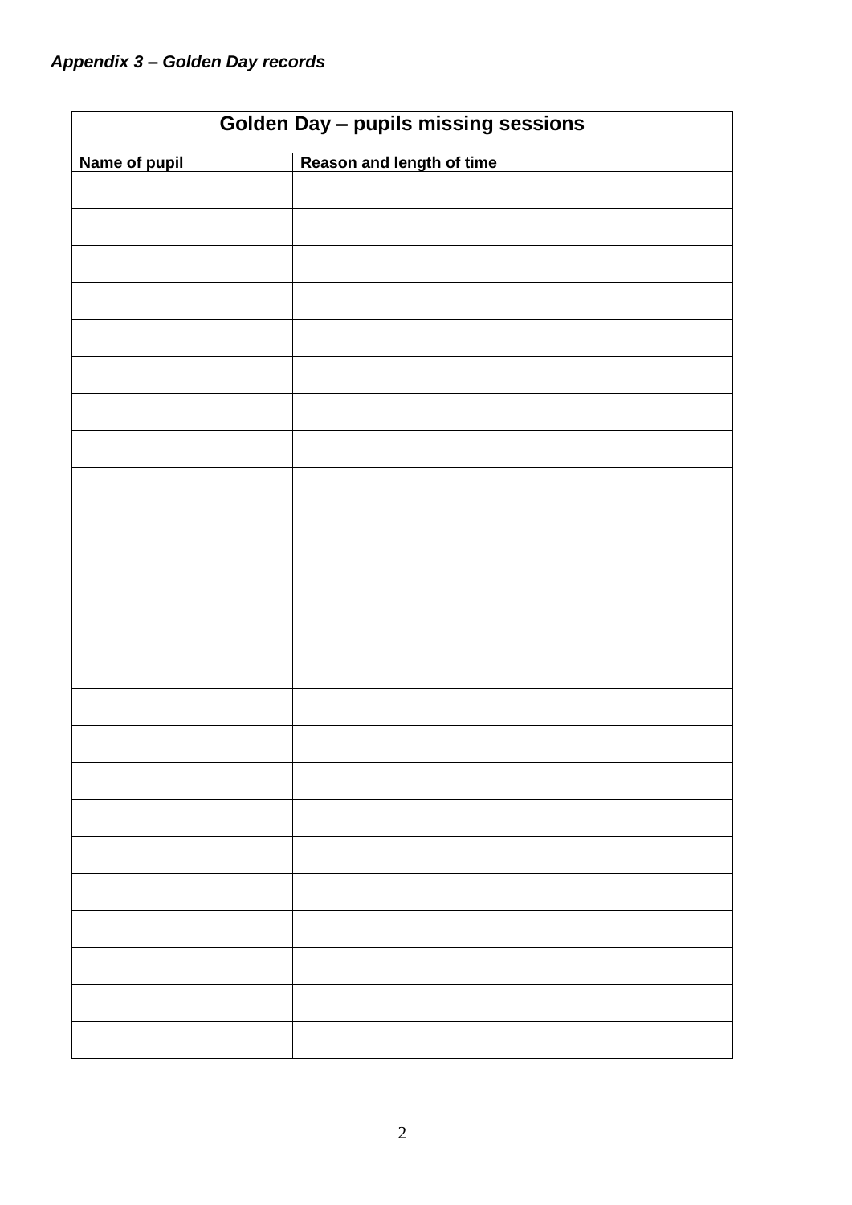***Appendix 3 – Golden Day records***

| Golden Day – pupils missing sessions | |
|---|---|
| **Name of pupil** | **Reason and length of time** |
| | |
| | |
| | |
| | |
| | |
| | |
| | |
| | |
| | |
| | |
| | |
| | |
| | |
| | |
| | |
| | |
| | |
| | |
| | |
| | |
| | |
| | |
| | |
| | |